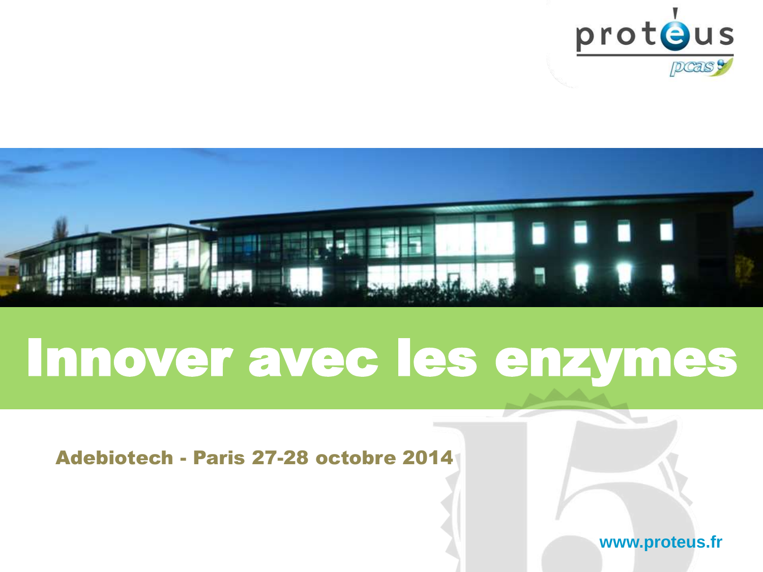# Innover avec les enzymes

**Adebiotech - Paris 27-28 octobre 2014**

www.proteus.fr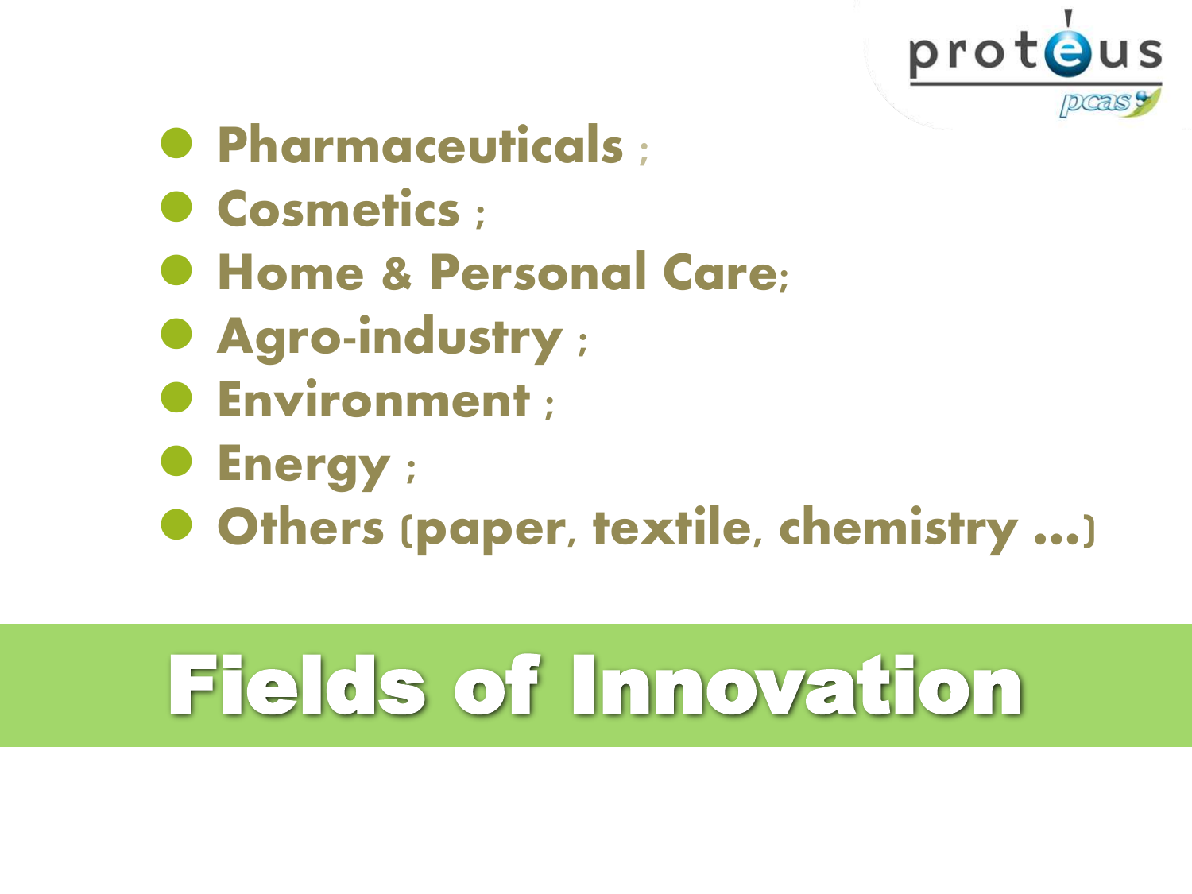- **Pharmaceuticals** ;
- **Cosmetics** ;
- **Home & Personal Care**;
- **Agro-industry** ;
- **Environment** ;
- **Energy** ;
- **Others** (**paper**, **textile**, **chemistry ...**)

# Fields of Innovation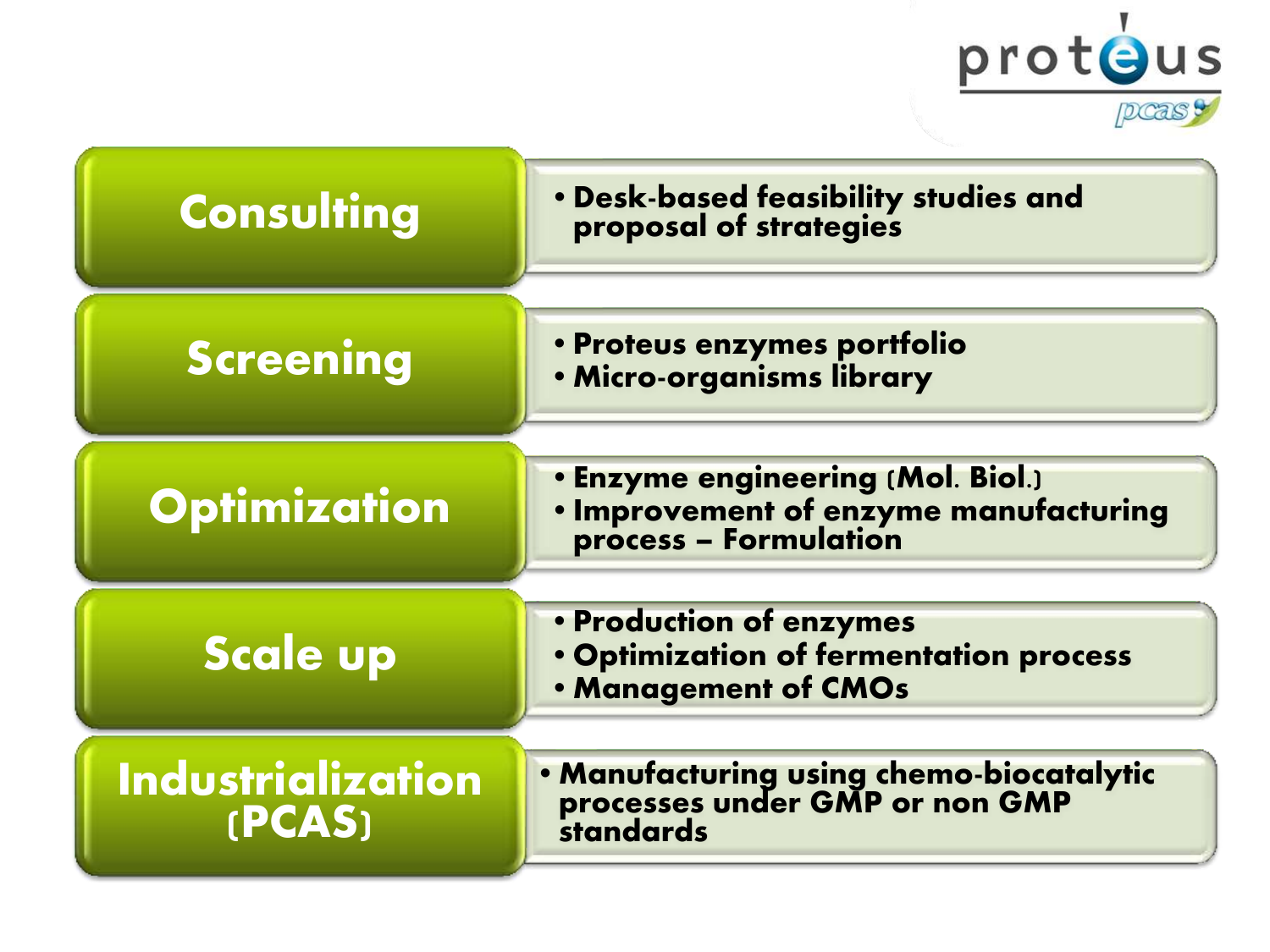| | |
|---|---|
| **Consulting** | • Desk-based feasibility studies and proposal of strategies |
| **Screening** | • Proteus enzymes portfolio<br>• Micro-organisms library |
| **Optimization** | • Enzyme engineering (Mol. Biol.)<br>• Improvement of enzyme manufacturing process – Formulation |
| **Scale up** | • Production of enzymes<br>• Optimization of fermentation process<br>• Management of CMOs |
| **Industrialization (PCAS)** | • Manufacturing using chemo-biocatalytic processes under GMP or non GMP standards |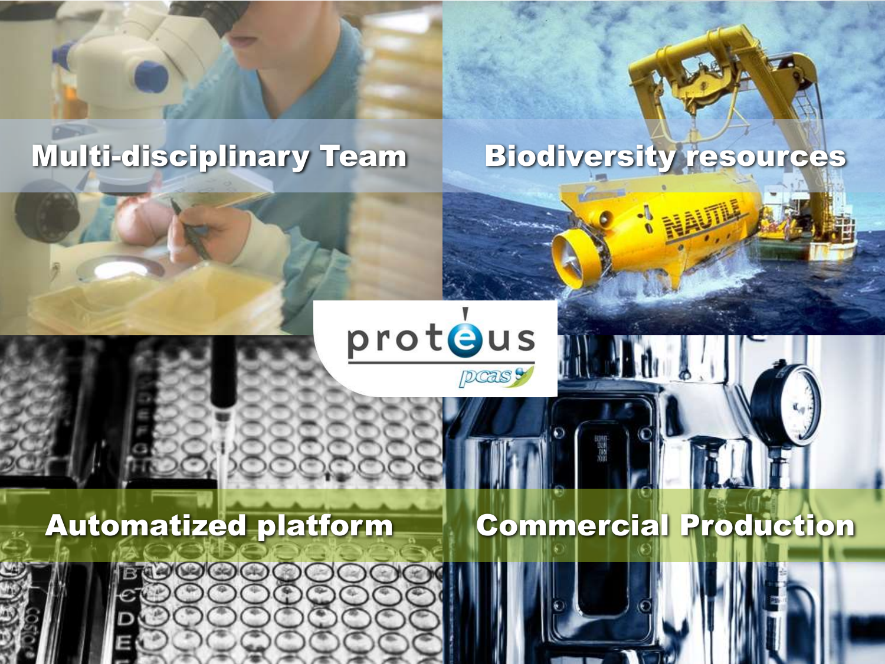Multi-disciplinary Team

Biodiversity resources

proteus

pcas

Automatized platform

Commercial Production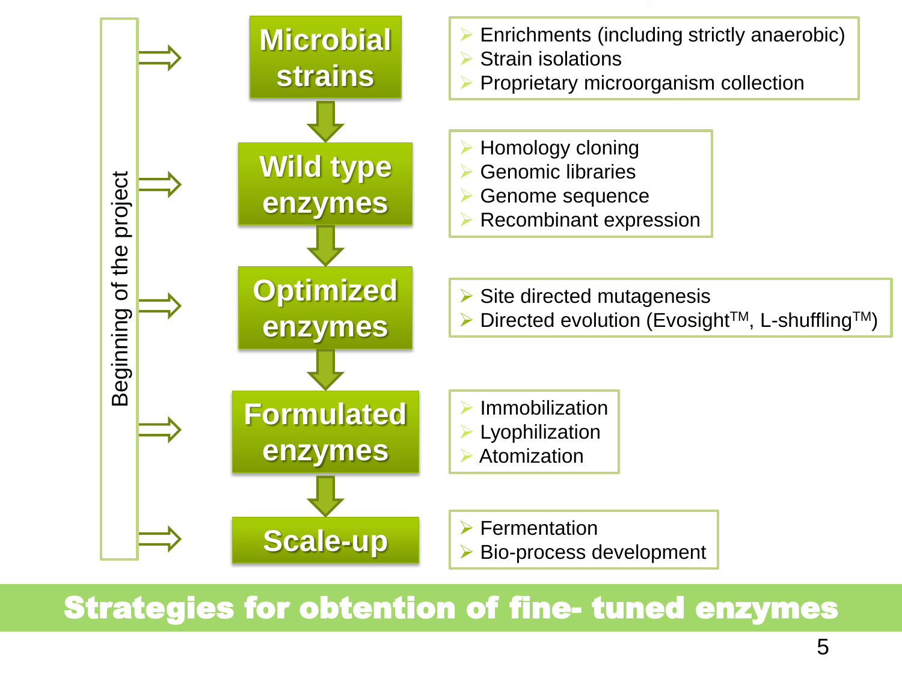# Strategies for obtention of fine- tuned enzymes

Beginning of the project

**Microbial strains**

- Enrichments (including strictly anaerobic)
- Strain isolations
- Proprietary microorganism collection

**Wild type enzymes**

- Homology cloning
- Genomic libraries
- Genome sequence
- Recombinant expression

**Optimized enzymes**

- Site directed mutagenesis
- Directed evolution (Evosight™, L-shuffling™)

**Formulated enzymes**

- Immobilization
- Lyophilization
- Atomization

**Scale-up**

- Fermentation
- Bio-process development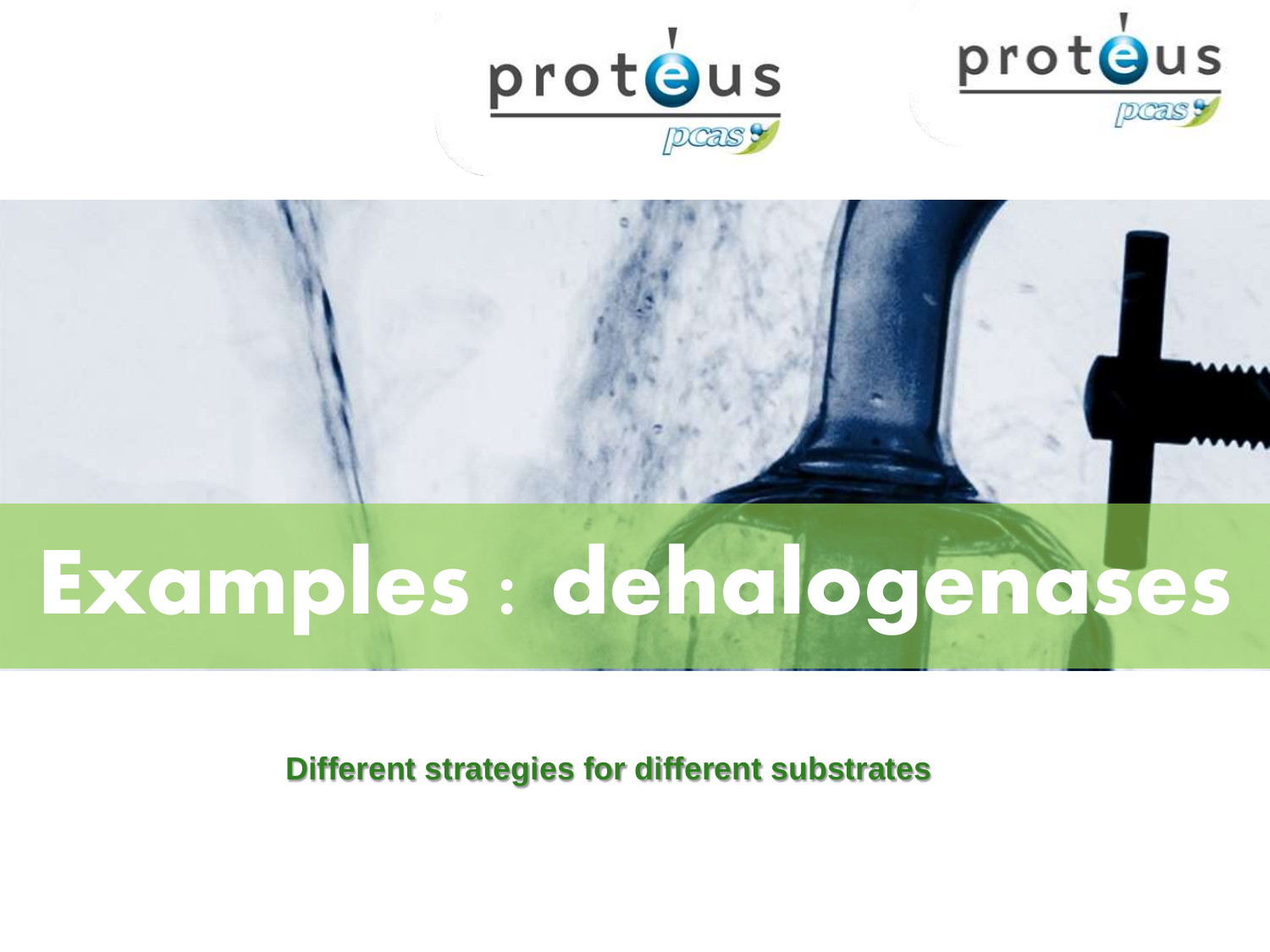# Examples : dehalogenases

**Different strategies for different substrates**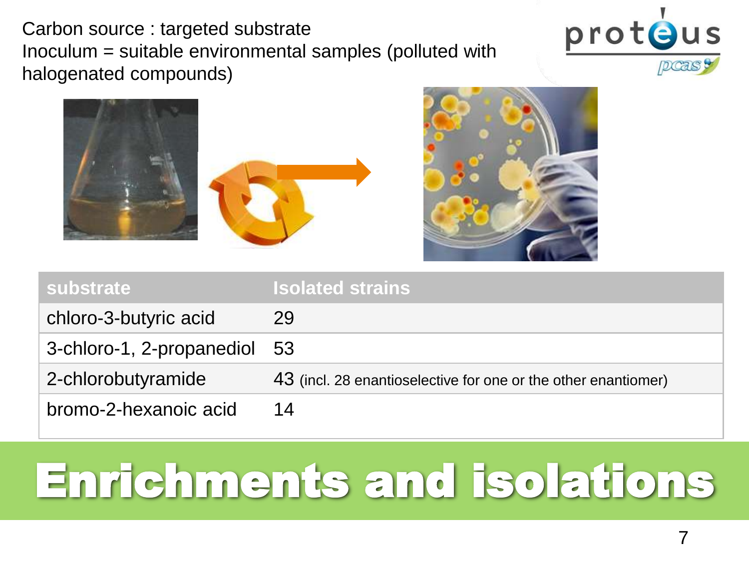# Enrichments and isolations

Carbon source : targeted substrate
Inoculum = suitable environmental samples (polluted with halogenated compounds)

| substrate | Isolated strains |
|---|---|
| chloro-3-butyric acid | 29 |
| 3-chloro-1, 2-propanediol | 53 |
| 2-chlorobutyramide | 43 (incl. 28 enantioselective for one or the other enantiomer) |
| bromo-2-hexanoic acid | 14 |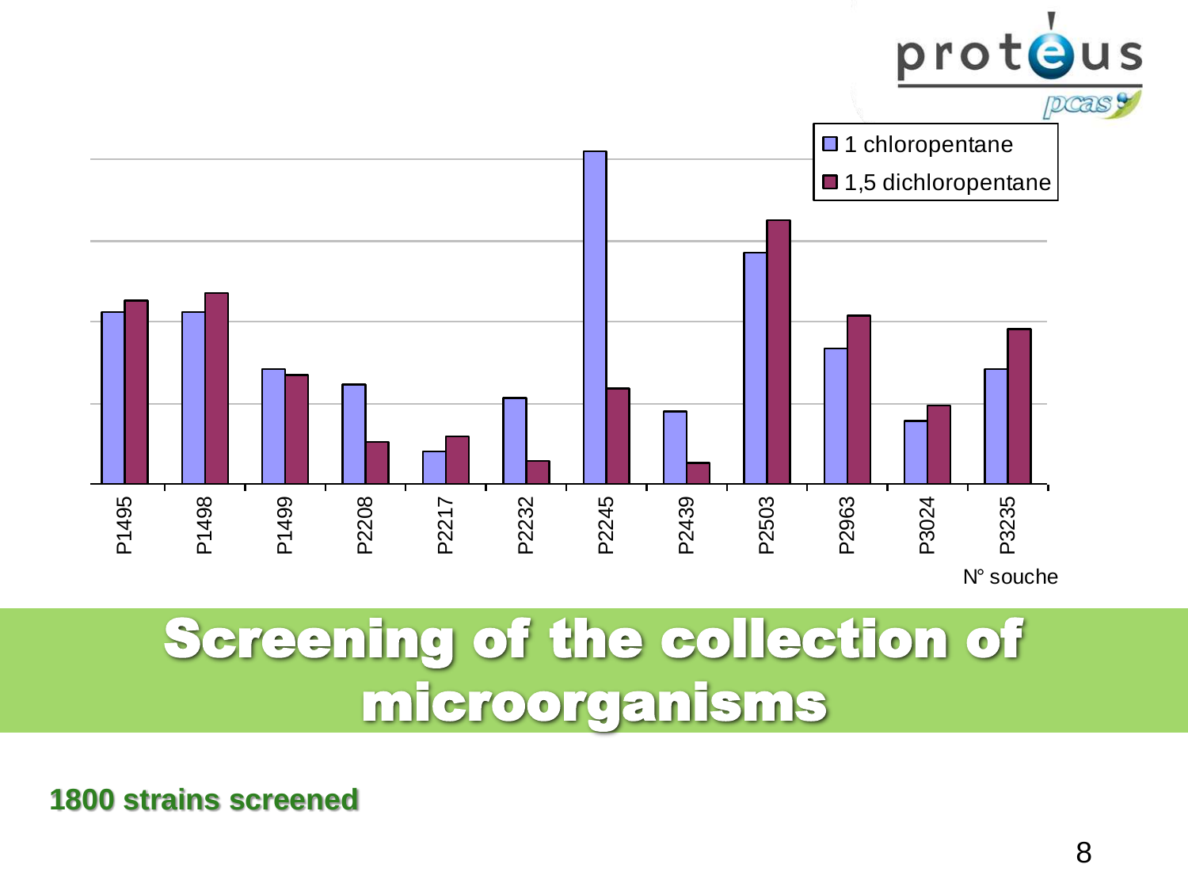# Screening of the collection of microorganisms

**1800 strains screened**

- 1 chloropentane
- 1,5 dichloropentane

P1495, P1498, P1499, P2208, P2217, P2232, P2245, P2439, P2503, P2963, P3024, P3235

N° souche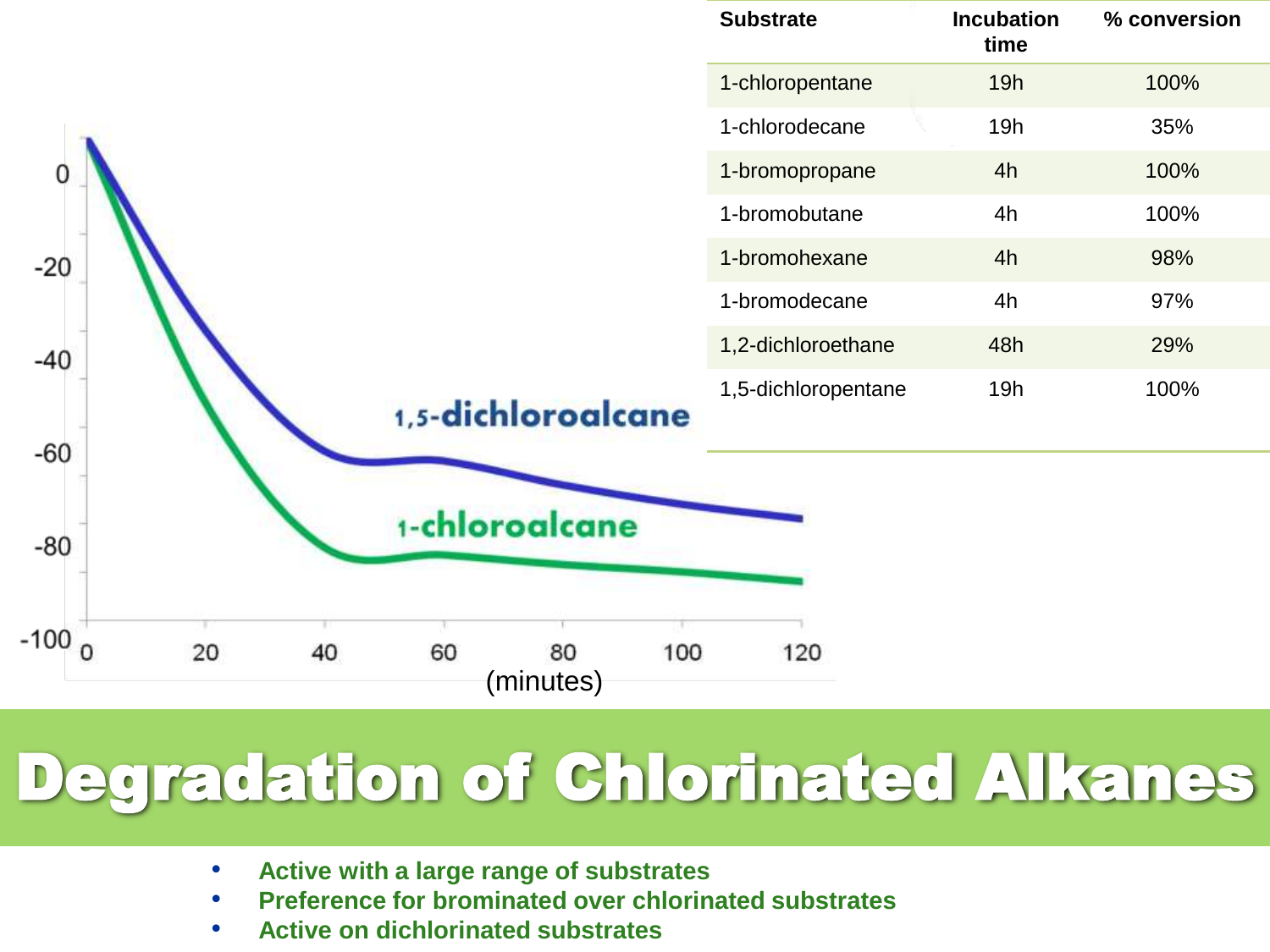# Degradation of Chlorinated Alkanes

| Substrate | Incubation time | % conversion |
|---|---|---|
| 1-chloropentane | 19h | 100% |
| 1-chlorodecane | 19h | 35% |
| 1-bromopropane | 4h | 100% |
| 1-bromobutane | 4h | 100% |
| 1-bromohexane | 4h | 98% |
| 1-bromodecane | 4h | 97% |
| 1,2-dichloroethane | 48h | 29% |
| 1,5-dichloropentane | 19h | 100% |

1,5-dichloroalcane

1-chloroalcane

(minutes)

- Active with a large range of substrates
- Preference for brominated over chlorinated substrates
- Active on dichlorinated substrates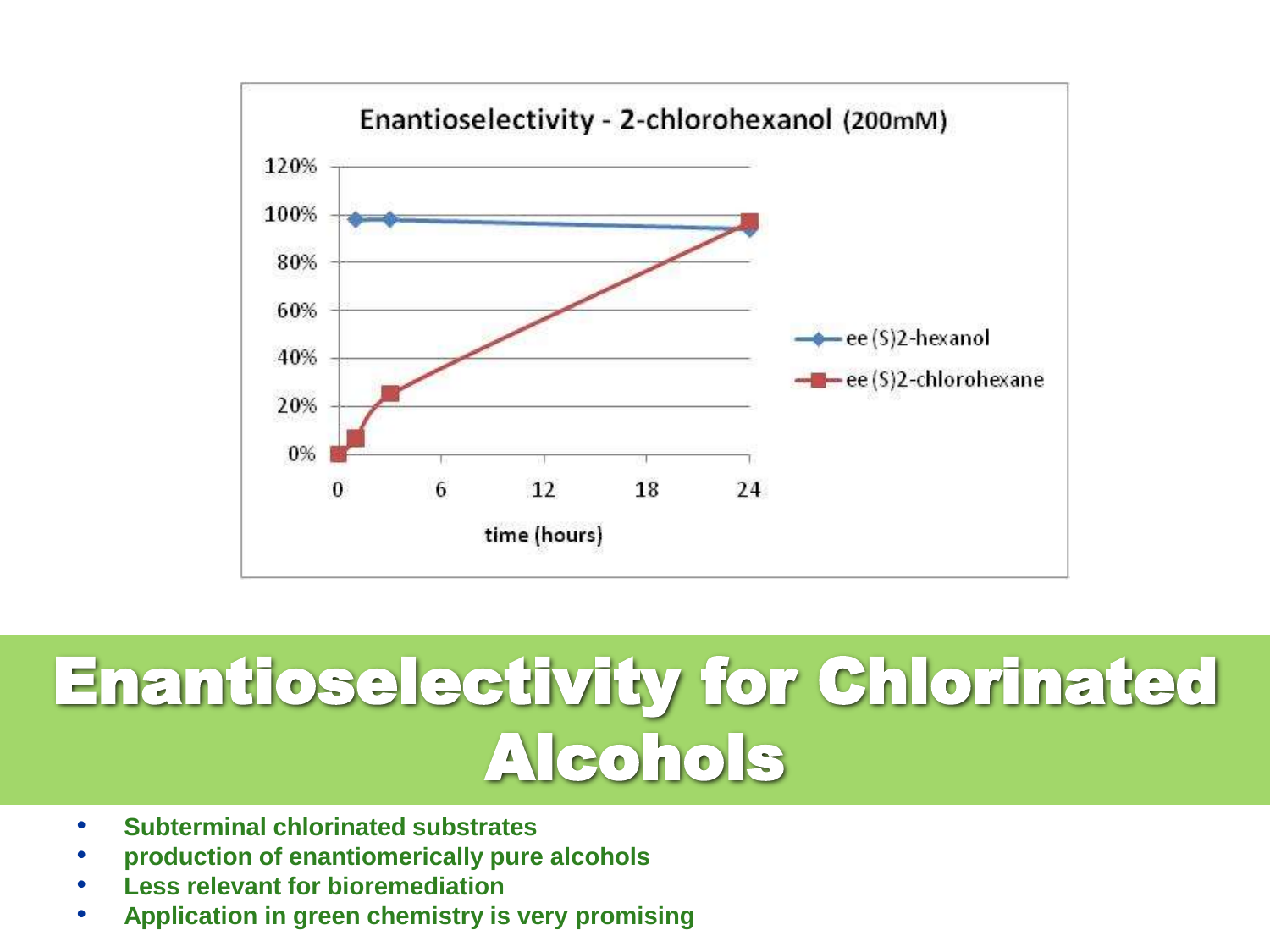# Enantioselectivity for Chlorinated Alcohols

- **Subterminal chlorinated substrates**
- **production of enantiomerically pure alcohols**
- **Less relevant for bioremediation**
- **Application in green chemistry is very promising**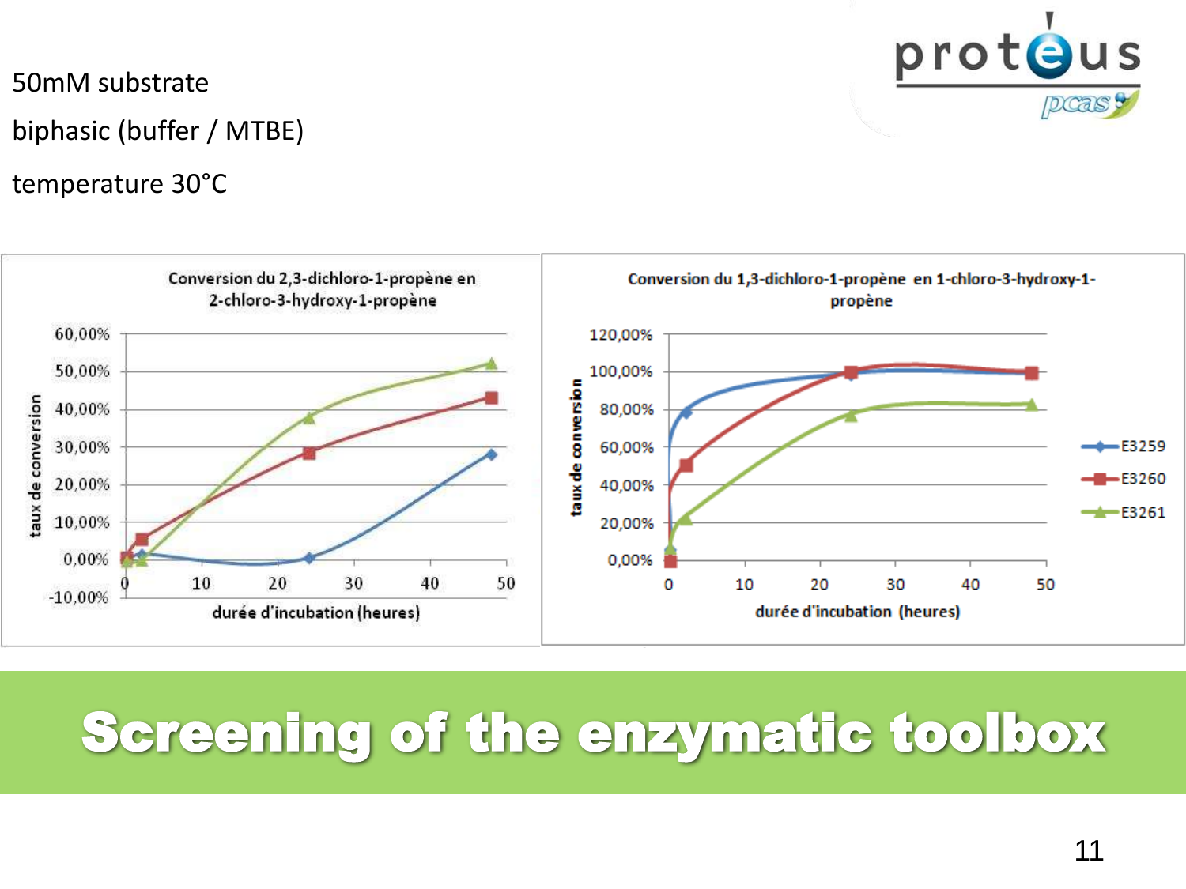50mM substrate

biphasic (buffer / MTBE)

temperature 30°C

**Conversion du 2,3-dichloro-1-propène en 2-chloro-3-hydroxy-1-propène**

taux de conversion (60,00% … -10,00%) vs durée d'incubation (heures) (0–50)

**Conversion du 1,3-dichloro-1-propène en 1-chloro-3-hydroxy-1-propène**

taux de conversion (0,00% … 120,00%) vs durée d'incubation (heures) (0–50)

Legend: E3259, E3260, E3261

# Screening of the enzymatic toolbox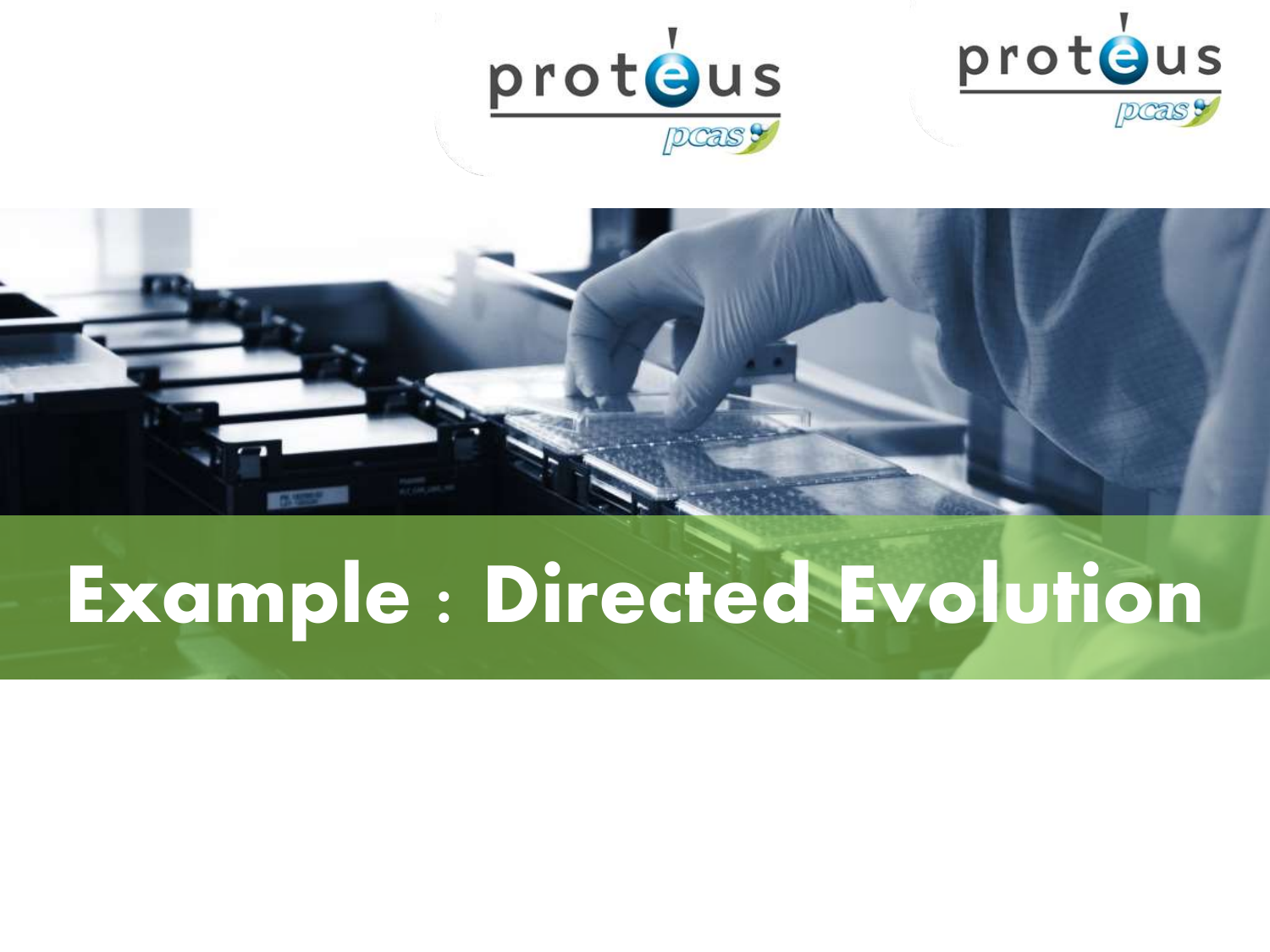# Example : Directed Evolution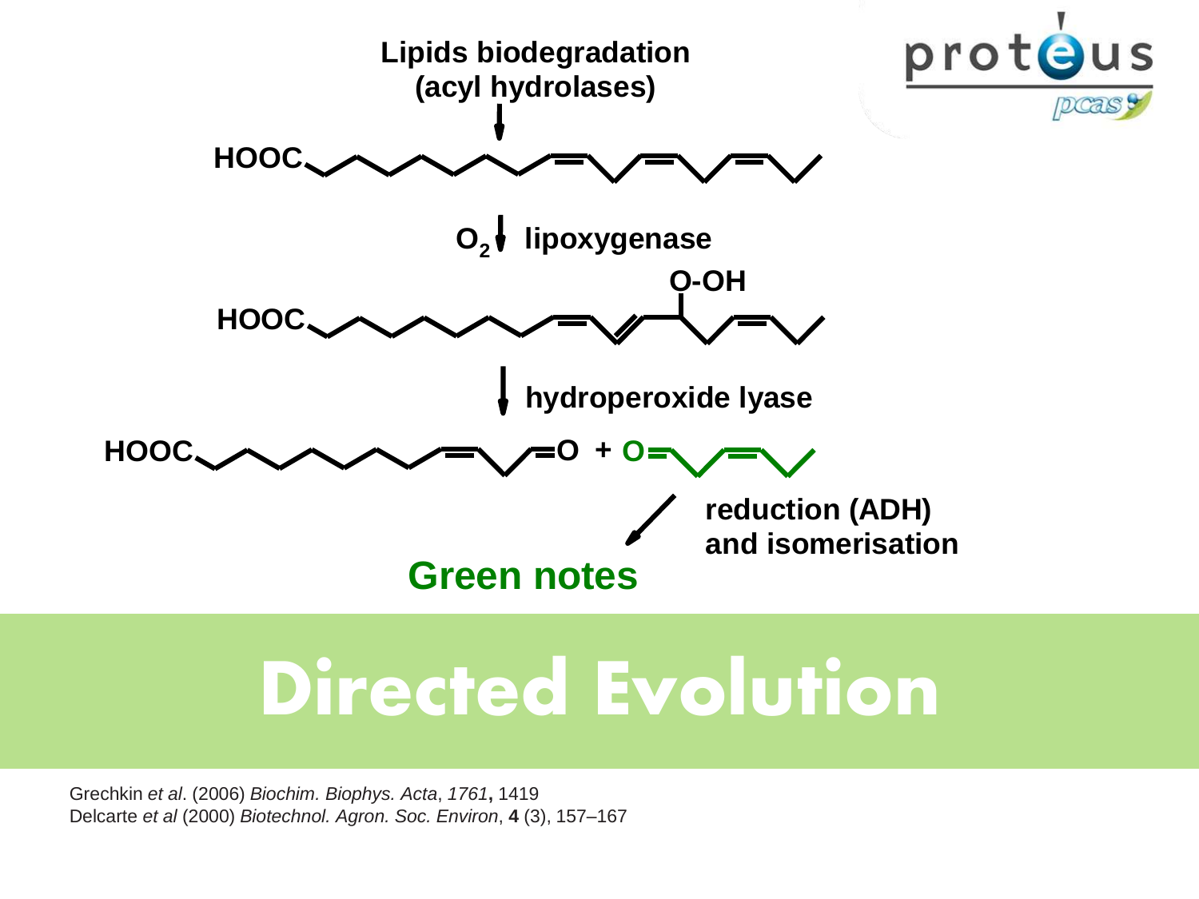Lipids biodegradation (acyl hydrolases)

HOOC

$O_2$ lipoxygenase

O-OH

HOOC

hydroperoxide lyase

HOOC =O + O=

reduction (ADH) and isomerisation

**Green notes**

# Directed Evolution

Grechkin *et al*. (2006) *Biochim. Biophys. Acta*, *1761*, 1419

Delcarte *et al* (2000) *Biotechnol. Agron. Soc. Environ*, **4** (3), 157–167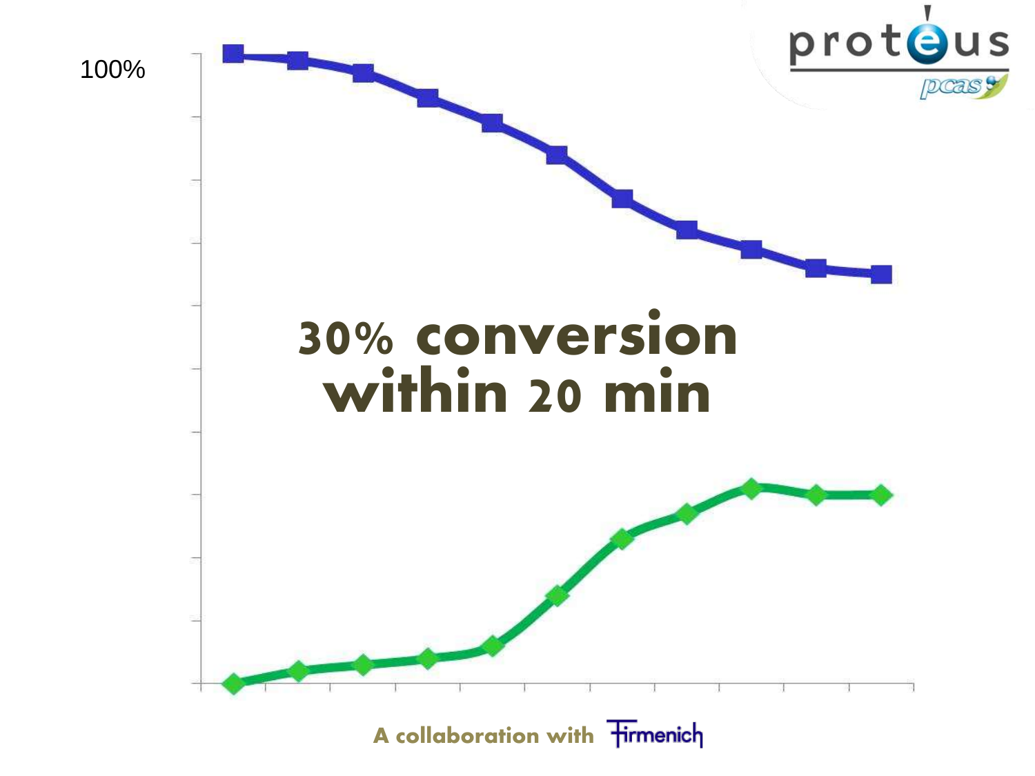100%

# 30% conversion within 20 min

A collaboration with Firmenich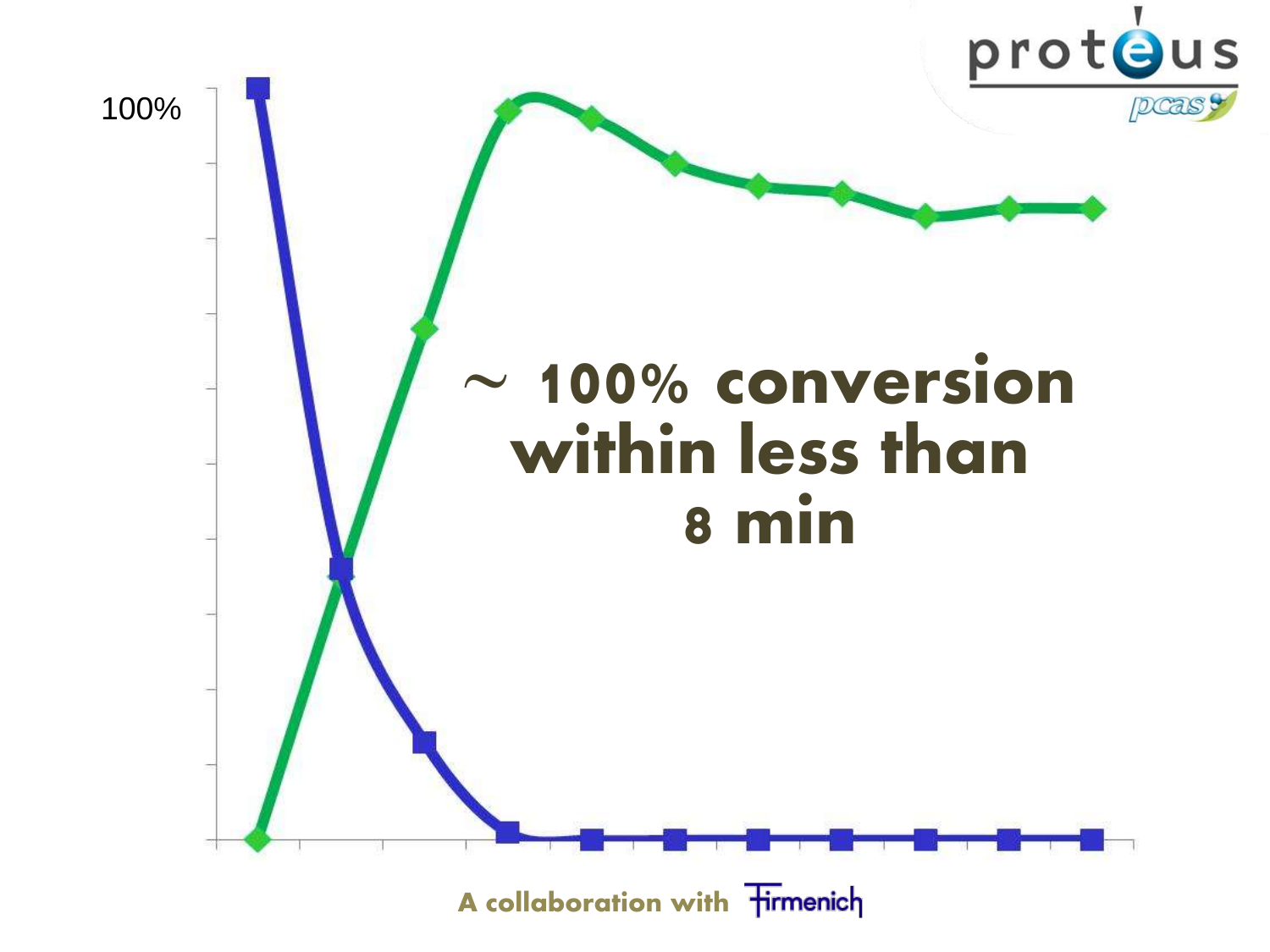100%

~ 100% conversion within less than 8 min

A collaboration with Firmenich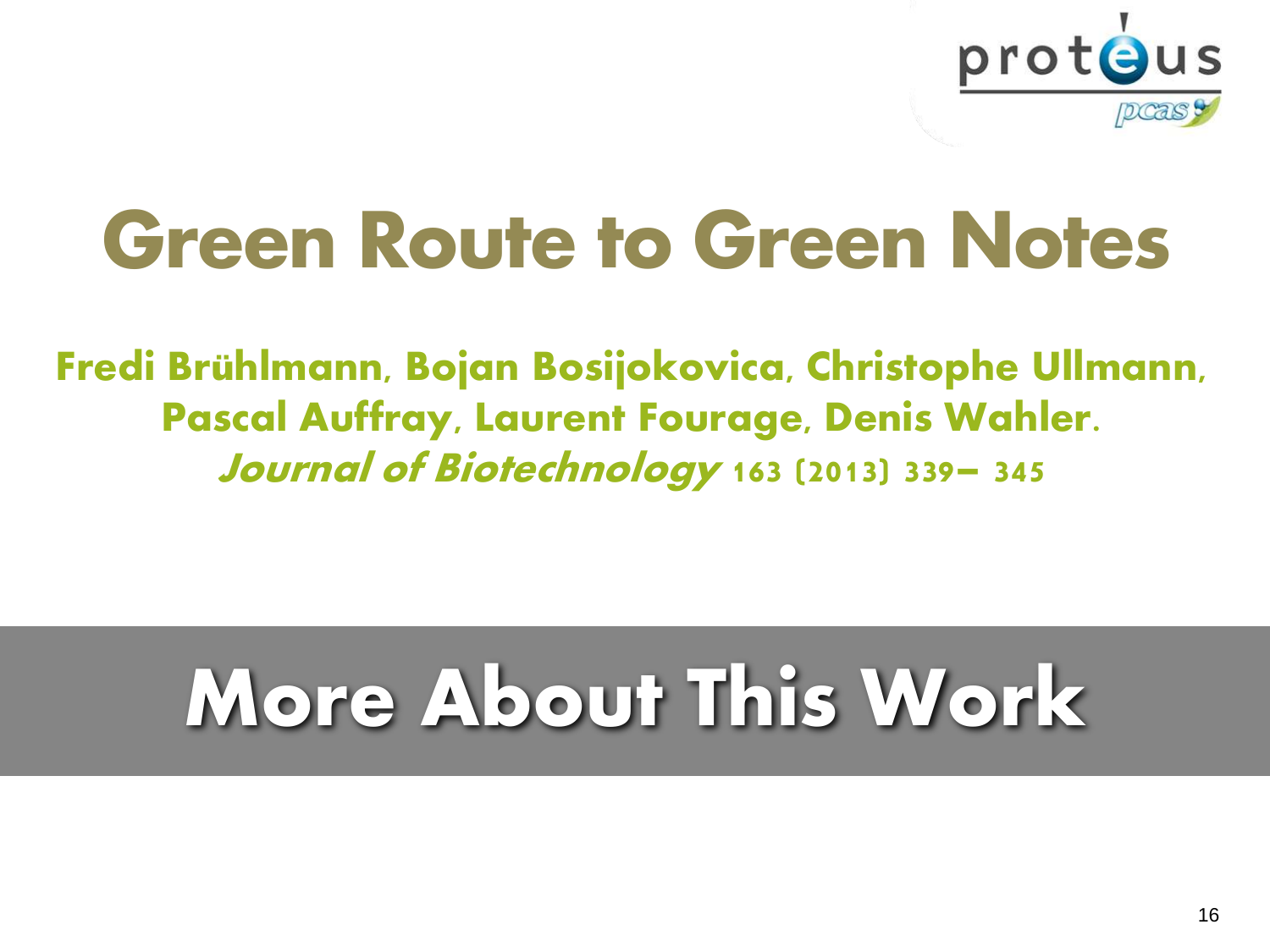# Green Route to Green Notes

**Fredi Brühlmann, Bojan Bosijokovica, Christophe Ullmann, Pascal Auffray, Laurent Fourage, Denis Wahler.**
***Journal of Biotechnology*** **163 (2013) 339– 345**

## More About This Work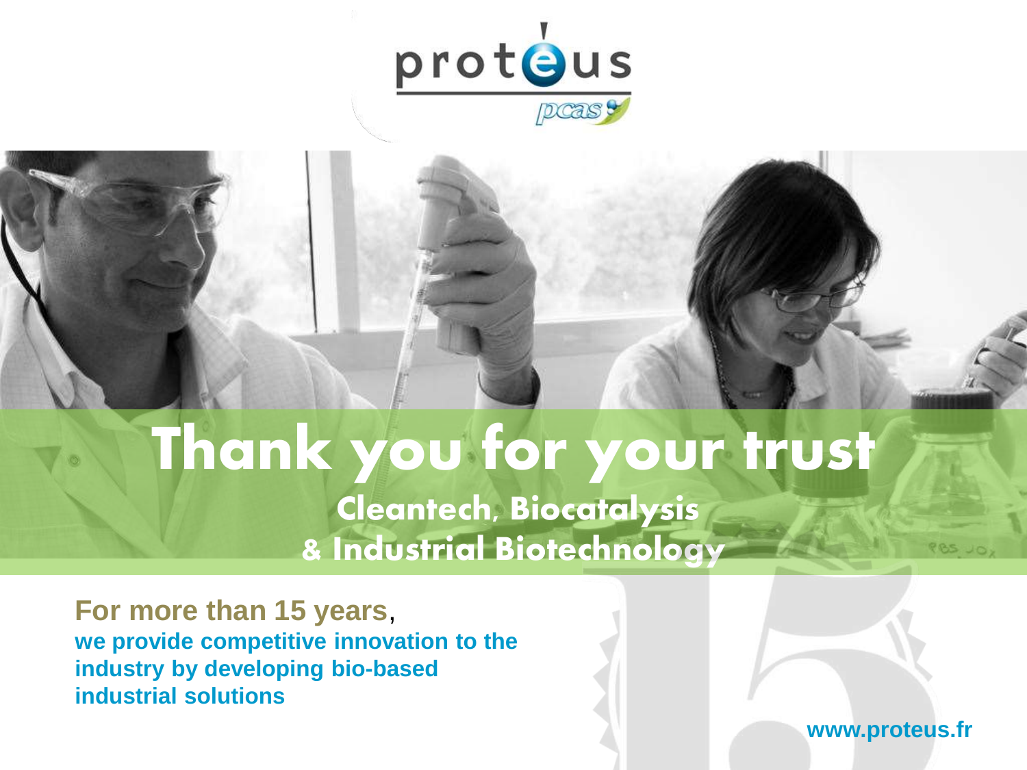# Thank you for your trust

## Cleantech, Biocatalysis & Industrial Biotechnology

**For more than 15 years,**
**we provide competitive innovation to the industry by developing bio-based industrial solutions**

www.proteus.fr